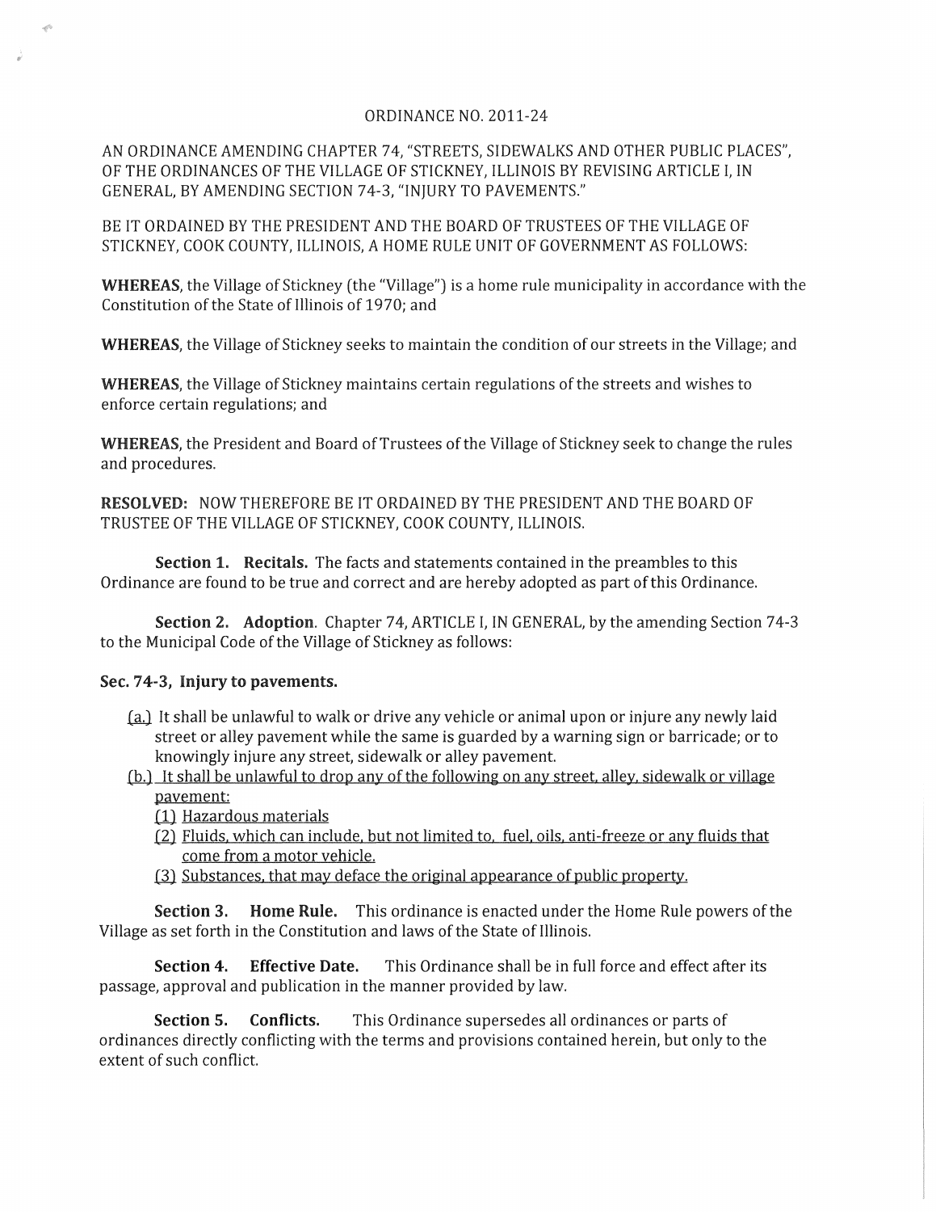ORDINANCE NO. 2011-24

AN ORDINANCE AMENDING CHAPTER 74, "STREETS, SIDEWALKS AND OTHER PUBLIC PLACES", OF THE ORDINANCES OF THE VILLAGE OF STICKNEY, ILLINOIS BY REVISING ARTICLE I, IN GENERAL, BY AMENDING SECTION 74-3, "INJURY TO PAVEMENTS."

BE IT ORDAINED BY THE PRESIDENT AND THE BOARD OF TRUSTEES OF THE VILLAGE OF STICKNEY, COOK COUNTY, ILLINOIS, A HOME RULE UNIT OF GOVERNMENT AS FOLLOWS:

**WHEREAS**, the Village of Stickney (the "Village") is a home rule municipality in accordance with the Constitution of the State of Illinois of 1970; and

**WHEREAS**, the Village of Stickney seeks to maintain the condition of our streets in the Village; and

**WHEREAS**, the Village of Stickney maintains certain regulations of the streets and wishes to enforce certain regulations; and

**WHEREAS**, the President and Board of Trustees of the Village of Stickney seek to change the rules and procedures.

**RESOLVED:** NOW THEREFORE BE IT ORDAINED BY THE PRESIDENT AND THE BOARD OF TRUSTEE OF THE VILLAGE OF STICKNEY, COOK COUNTY, ILLINOIS.

**Section 1. Recitals.** The facts and statements contained in the preambles to this Ordinance are found to be true and correct and are hereby adopted as part of this Ordinance.

**Section 2. Adoption**. Chapter 74, ARTICLE I, IN GENERAL, by the amending Section 74-3 to the Municipal Code of the Village of Stickney as follows:

**Sec. 74-3, Injury to pavements.**

<u>(a.)</u> It shall be unlawful to walk or drive any vehicle or animal upon or injure any newly laid street or alley pavement while the same is guarded by a warning sign or barricade; or to knowingly injure any street, sidewalk or alley pavement.

<u>(b.) It shall be unlawful to drop any of the following on any street, alley, sidewalk or village pavement:</u>

<u>(1) Hazardous materials</u>

<u>(2) Fluids, which can include, but not limited to, fuel, oils, anti-freeze or any fluids that come from a motor vehicle.</u>

<u>(3) Substances, that may deface the original appearance of public property.</u>

**Section 3. Home Rule.** This ordinance is enacted under the Home Rule powers of the Village as set forth in the Constitution and laws of the State of Illinois.

**Section 4. Effective Date.** This Ordinance shall be in full force and effect after its passage, approval and publication in the manner provided by law.

**Section 5. Conflicts.** This Ordinance supersedes all ordinances or parts of ordinances directly conflicting with the terms and provisions contained herein, but only to the extent of such conflict.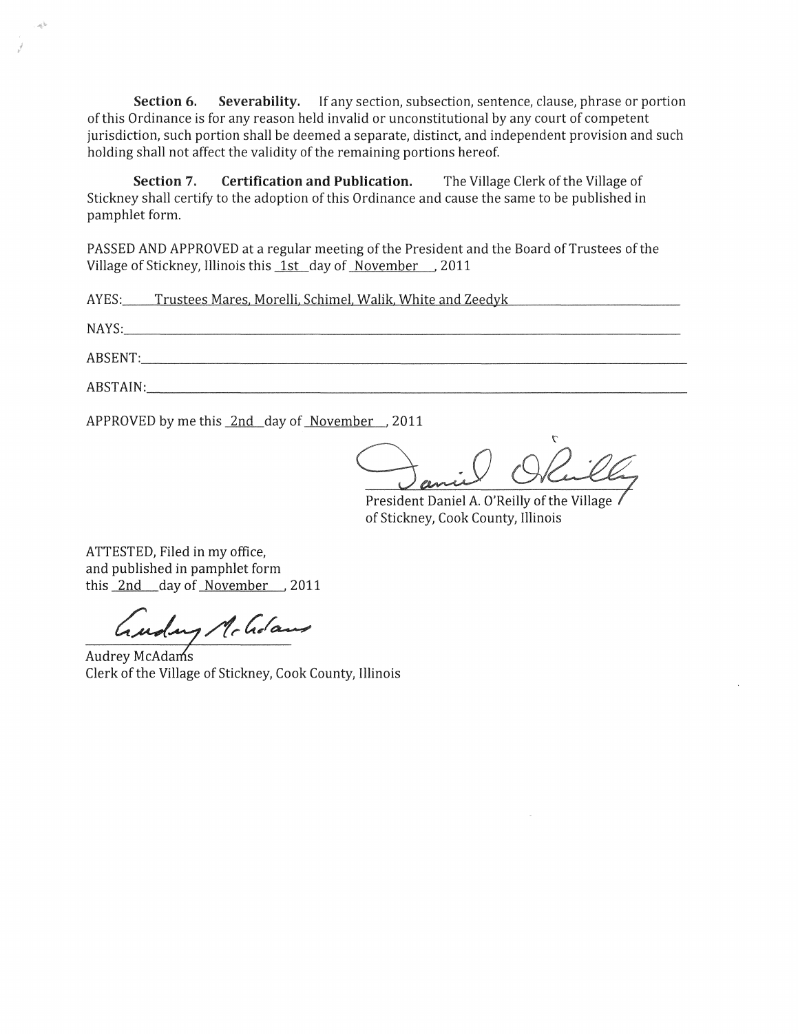**Section 6. Severability.** If any section, subsection, sentence, clause, phrase or portion of this Ordinance is for any reason held invalid or unconstitutional by any court of competent jurisdiction, such portion shall be deemed a separate, distinct, and independent provision and such holding shall not affect the validity of the remaining portions hereof.

**Section 7. Certification and Publication.** The Village Clerk of the Village of Stickney shall certify to the adoption of this Ordinance and cause the same to be published in pamphlet form.

PASSED AND APPROVED at a regular meeting of the President and the Board of Trustees of the Village of Stickney, Illinois this 1st day of November, 2011

AYES: Trustees Mares, Morelli, Schimel, Walik, White and Zeedyk

NAYS: ____________________

ABSENT: ____________________

ABSTAIN: ____________________

APPROVED by me this 2nd day of November, 2011

President Daniel A. O'Reilly of the Village of Stickney, Cook County, Illinois

ATTESTED, Filed in my office, and published in pamphlet form this 2nd day of November, 2011

Audrey McAdams
Clerk of the Village of Stickney, Cook County, Illinois